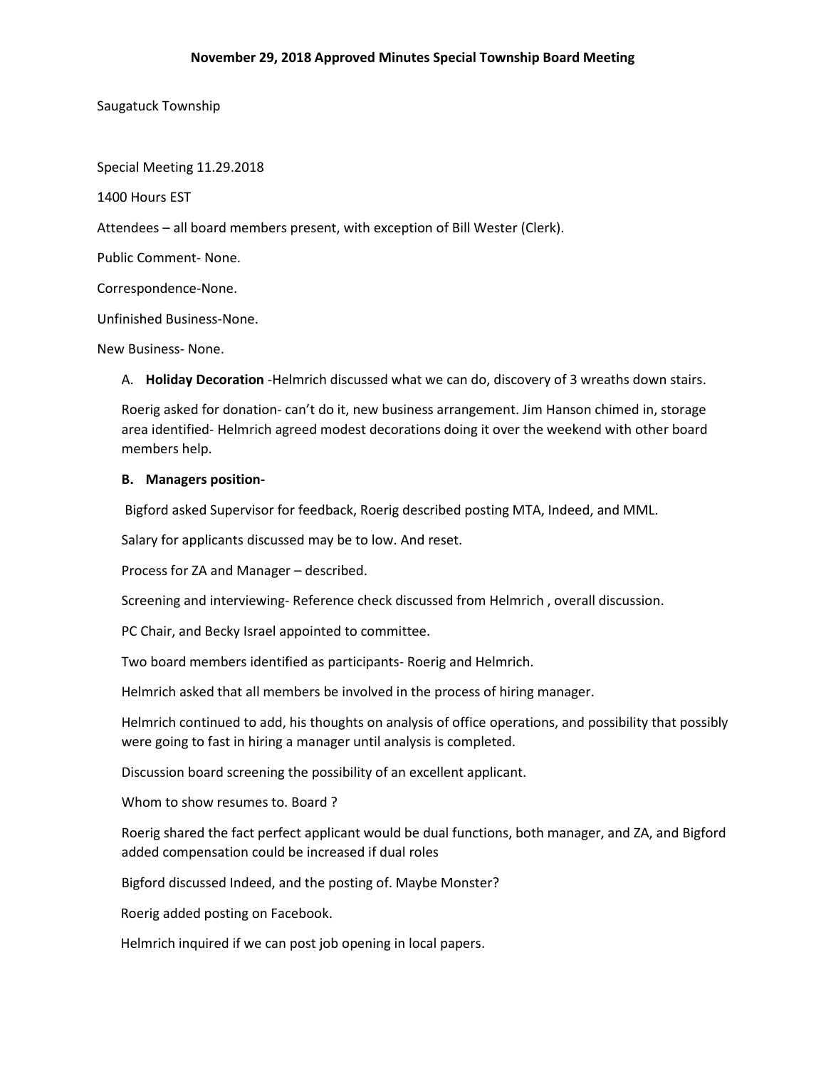**November 29, 2018 Approved Minutes Special Township Board Meeting**

Saugatuck Township

Special Meeting 11.29.2018

1400 Hours EST

Attendees – all board members present, with exception of Bill Wester (Clerk).

Public Comment- None.

Correspondence-None.

Unfinished Business-None.

New Business- None.

A. **Holiday Decoration** -Helmrich discussed what we can do, discovery of 3 wreaths down stairs.

Roerig asked for donation- can't do it, new business arrangement. Jim Hanson chimed in, storage area identified- Helmrich agreed modest decorations doing it over the weekend with other board members help.

**B. Managers position-**

Bigford asked Supervisor for feedback, Roerig described posting MTA, Indeed, and MML.

Salary for applicants discussed may be to low. And reset.

Process for ZA and Manager – described.

Screening and interviewing- Reference check discussed from Helmrich , overall discussion.

PC Chair, and Becky Israel appointed to committee.

Two board members identified as participants- Roerig and Helmrich.

Helmrich asked that all members be involved in the process of hiring manager.

Helmrich continued to add, his thoughts on analysis of office operations, and possibility that possibly were going to fast in hiring a manager until analysis is completed.

Discussion board screening the possibility of an excellent applicant.

Whom to show resumes to. Board ?

Roerig shared the fact perfect applicant would be dual functions, both manager, and ZA, and Bigford added compensation could be increased if dual roles

Bigford discussed Indeed, and the posting of. Maybe Monster?

Roerig added posting on Facebook.

Helmrich inquired if we can post job opening in local papers.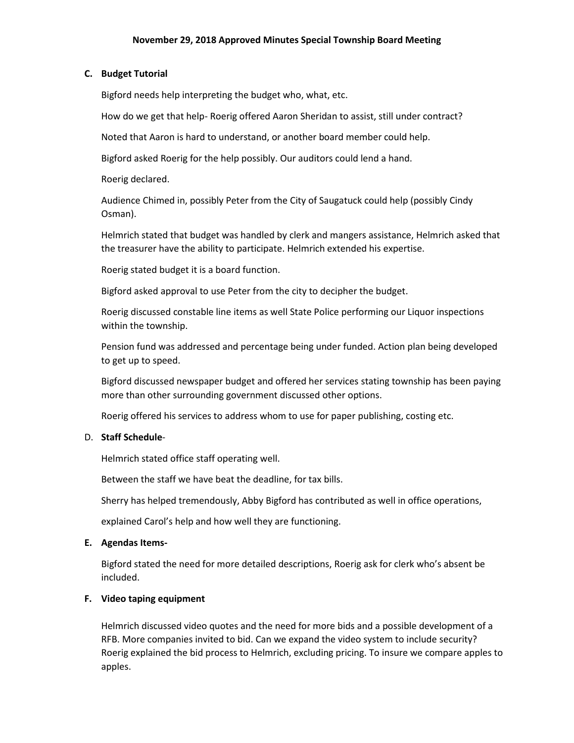### C. Budget Tutorial

Bigford needs help interpreting the budget who, what, etc.

How do we get that help- Roerig offered Aaron Sheridan to assist, still under contract?

Noted that Aaron is hard to understand, or another board member could help.

Bigford asked Roerig for the help possibly. Our auditors could lend a hand.

Roerig declared.

Audience Chimed in, possibly Peter from the City of Saugatuck could help (possibly Cindy Osman).

Helmrich stated that budget was handled by clerk and mangers assistance, Helmrich asked that the treasurer have the ability to participate. Helmrich extended his expertise.

Roerig stated budget it is a board function.

Bigford asked approval to use Peter from the city to decipher the budget.

Roerig discussed constable line items as well State Police performing our Liquor inspections within the township.

Pension fund was addressed and percentage being under funded. Action plan being developed to get up to speed.

Bigford discussed newspaper budget and offered her services stating township has been paying more than other surrounding government discussed other options.

Roerig offered his services to address whom to use for paper publishing, costing etc.

### D. **Staff Schedule**-

Helmrich stated office staff operating well.

Between the staff we have beat the deadline, for tax bills.

Sherry has helped tremendously, Abby Bigford has contributed as well in office operations,

explained Carol's help and how well they are functioning.

### E. Agendas Items-

Bigford stated the need for more detailed descriptions, Roerig ask for clerk who's absent be included.

### F. Video taping equipment

Helmrich discussed video quotes and the need for more bids and a possible development of a RFB. More companies invited to bid. Can we expand the video system to include security? Roerig explained the bid process to Helmrich, excluding pricing. To insure we compare apples to apples.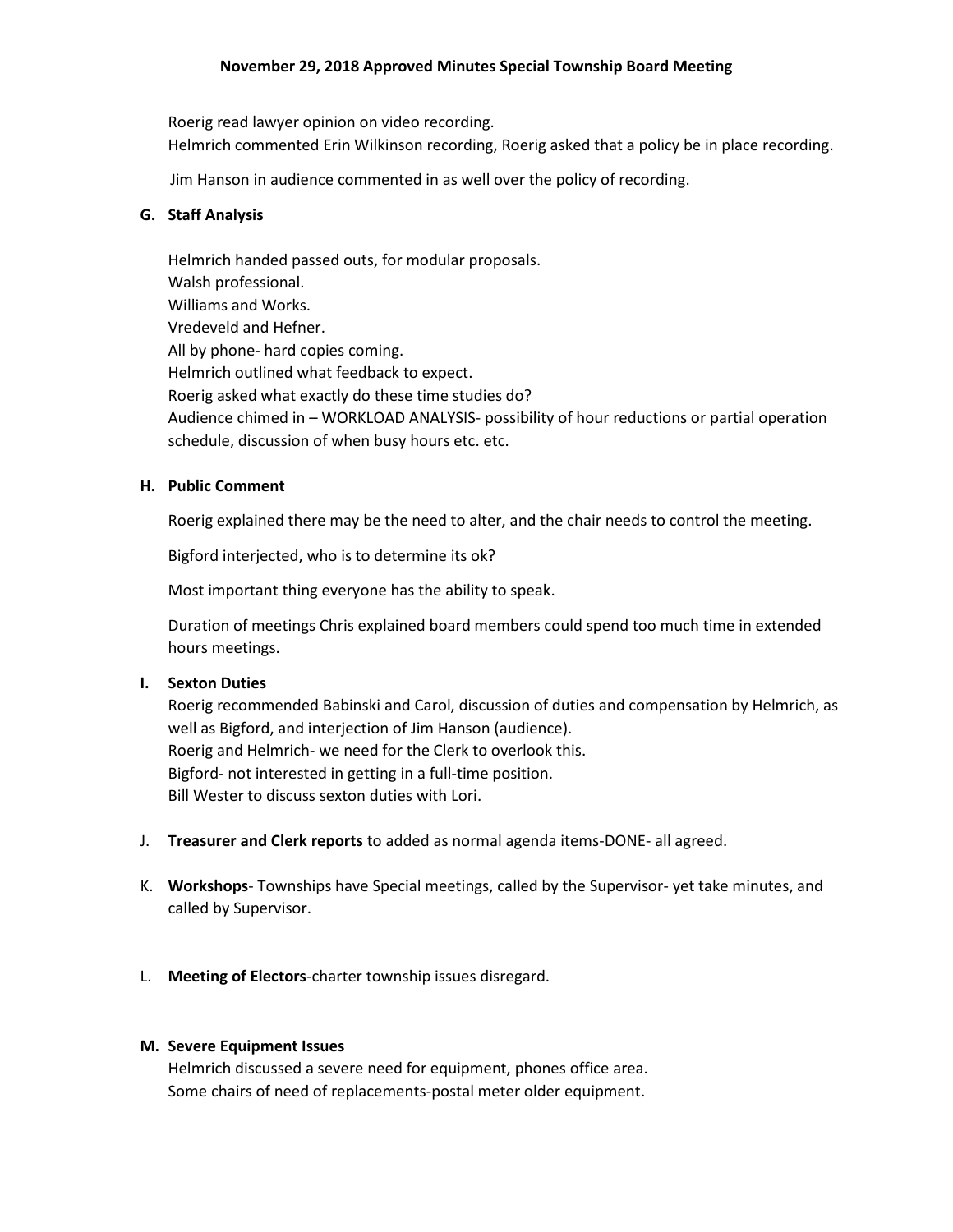Roerig read lawyer opinion on video recording.
Helmrich commented Erin Wilkinson recording, Roerig asked that a policy be in place recording.

Jim Hanson in audience commented in as well over the policy of recording.

**G. Staff Analysis**

Helmrich handed passed outs, for modular proposals.
Walsh professional.
Williams and Works.
Vredeveld and Hefner.
All by phone- hard copies coming.
Helmrich outlined what feedback to expect.
Roerig asked what exactly do these time studies do?
Audience chimed in – WORKLOAD ANALYSIS- possibility of hour reductions or partial operation schedule, discussion of when busy hours etc. etc.

**H. Public Comment**

Roerig explained there may be the need to alter, and the chair needs to control the meeting.

Bigford interjected, who is to determine its ok?

Most important thing everyone has the ability to speak.

Duration of meetings Chris explained board members could spend too much time in extended hours meetings.

**I. Sexton Duties**

Roerig recommended Babinski and Carol, discussion of duties and compensation by Helmrich, as well as Bigford, and interjection of Jim Hanson (audience).
Roerig and Helmrich- we need for the Clerk to overlook this.
Bigford- not interested in getting in a full-time position.
Bill Wester to discuss sexton duties with Lori.

J. **Treasurer and Clerk reports** to added as normal agenda items-DONE- all agreed.

K. **Workshops**- Townships have Special meetings, called by the Supervisor- yet take minutes, and called by Supervisor.

L. **Meeting of Electors**-charter township issues disregard.

**M. Severe Equipment Issues**

Helmrich discussed a severe need for equipment, phones office area.
Some chairs of need of replacements-postal meter older equipment.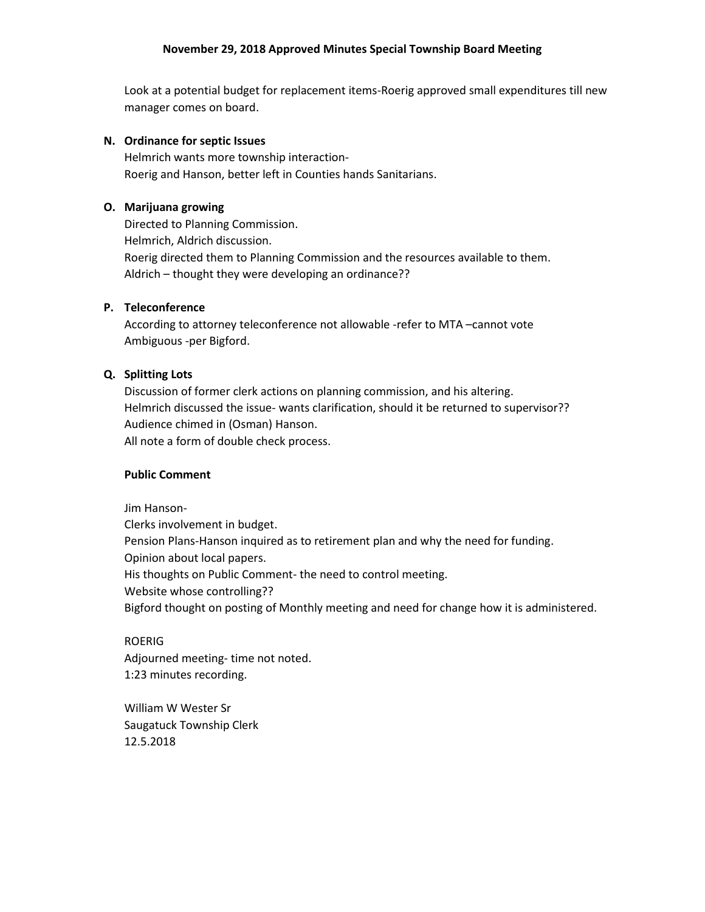Look at a potential budget for replacement items-Roerig approved small expenditures till new manager comes on board.

**N. Ordinance for septic Issues**

Helmrich wants more township interaction-
Roerig and Hanson, better left in Counties hands Sanitarians.

**O. Marijuana growing**

Directed to Planning Commission.
Helmrich, Aldrich discussion.
Roerig directed them to Planning Commission and the resources available to them.
Aldrich – thought they were developing an ordinance??

**P. Teleconference**

According to attorney teleconference not allowable -refer to MTA –cannot vote
Ambiguous -per Bigford.

**Q. Splitting Lots**

Discussion of former clerk actions on planning commission, and his altering.
Helmrich discussed the issue- wants clarification, should it be returned to supervisor??
Audience chimed in (Osman) Hanson.
All note a form of double check process.

**Public Comment**

Jim Hanson-
Clerks involvement in budget.
Pension Plans-Hanson inquired as to retirement plan and why the need for funding.
Opinion about local papers.
His thoughts on Public Comment- the need to control meeting.
Website whose controlling??
Bigford thought on posting of Monthly meeting and need for change how it is administered.

ROERIG
Adjourned meeting- time not noted.
1:23 minutes recording.

William W Wester Sr
Saugatuck Township Clerk
12.5.2018